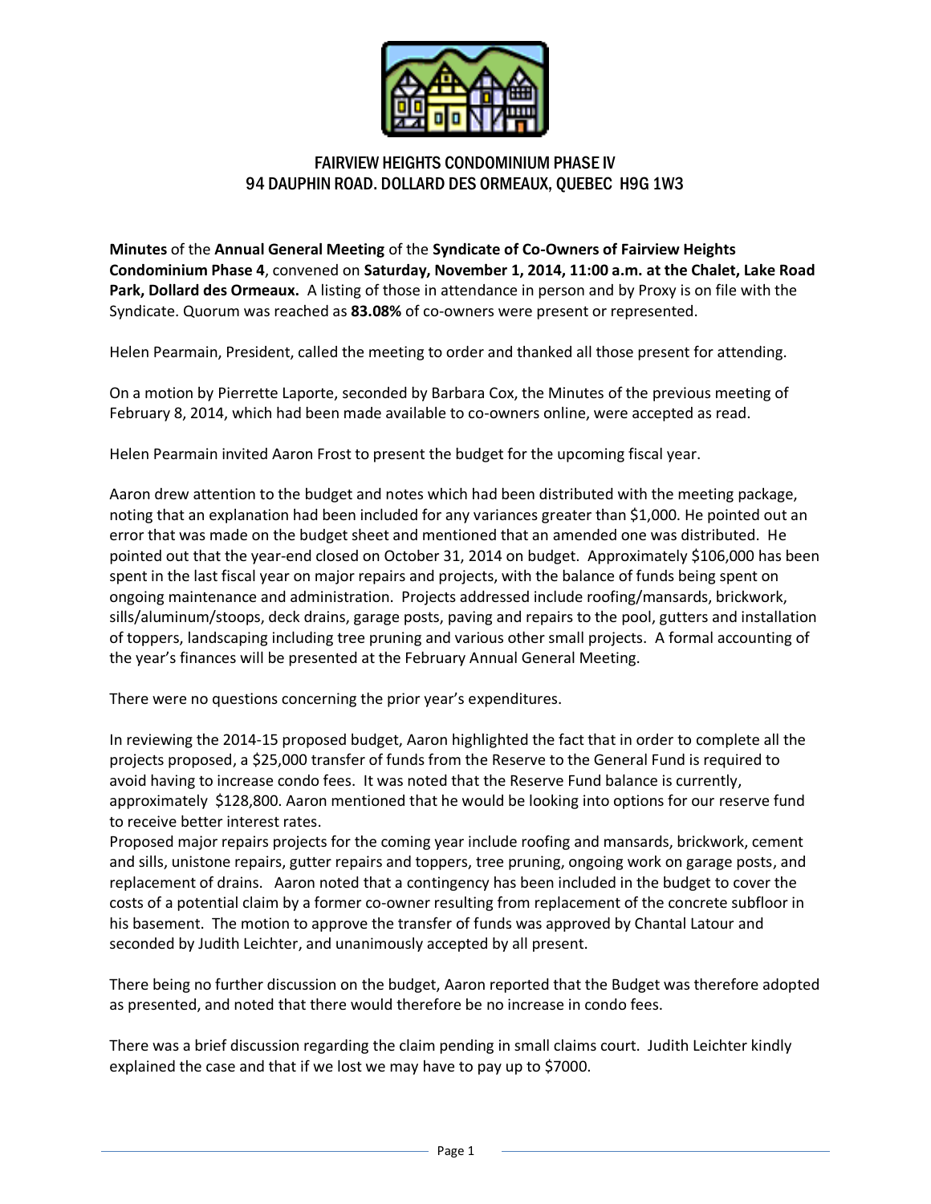# FAIRVIEW HEIGHTS CONDOMINIUM PHASE IV
## 94 DAUPHIN ROAD. DOLLARD DES ORMEAUX, QUEBEC H9G 1W3

**Minutes** of the **Annual General Meeting** of the **Syndicate of Co-Owners of Fairview Heights Condominium Phase 4**, convened on **Saturday, November 1, 2014, 11:00 a.m. at the Chalet, Lake Road Park, Dollard des Ormeaux.** A listing of those in attendance in person and by Proxy is on file with the Syndicate. Quorum was reached as **83.08%** of co-owners were present or represented.

Helen Pearmain, President, called the meeting to order and thanked all those present for attending.

On a motion by Pierrette Laporte, seconded by Barbara Cox, the Minutes of the previous meeting of February 8, 2014, which had been made available to co-owners online, were accepted as read.

Helen Pearmain invited Aaron Frost to present the budget for the upcoming fiscal year.

Aaron drew attention to the budget and notes which had been distributed with the meeting package, noting that an explanation had been included for any variances greater than $1,000. He pointed out an error that was made on the budget sheet and mentioned that an amended one was distributed. He pointed out that the year-end closed on October 31, 2014 on budget. Approximately $106,000 has been spent in the last fiscal year on major repairs and projects, with the balance of funds being spent on ongoing maintenance and administration. Projects addressed include roofing/mansards, brickwork, sills/aluminum/stoops, deck drains, garage posts, paving and repairs to the pool, gutters and installation of toppers, landscaping including tree pruning and various other small projects. A formal accounting of the year's finances will be presented at the February Annual General Meeting.

There were no questions concerning the prior year's expenditures.

In reviewing the 2014-15 proposed budget, Aaron highlighted the fact that in order to complete all the projects proposed, a $25,000 transfer of funds from the Reserve to the General Fund is required to avoid having to increase condo fees. It was noted that the Reserve Fund balance is currently, approximately $128,800. Aaron mentioned that he would be looking into options for our reserve fund to receive better interest rates.

Proposed major repairs projects for the coming year include roofing and mansards, brickwork, cement and sills, unistone repairs, gutter repairs and toppers, tree pruning, ongoing work on garage posts, and replacement of drains. Aaron noted that a contingency has been included in the budget to cover the costs of a potential claim by a former co-owner resulting from replacement of the concrete subfloor in his basement. The motion to approve the transfer of funds was approved by Chantal Latour and seconded by Judith Leichter, and unanimously accepted by all present.

There being no further discussion on the budget, Aaron reported that the Budget was therefore adopted as presented, and noted that there would therefore be no increase in condo fees.

There was a brief discussion regarding the claim pending in small claims court. Judith Leichter kindly explained the case and that if we lost we may have to pay up to $7000.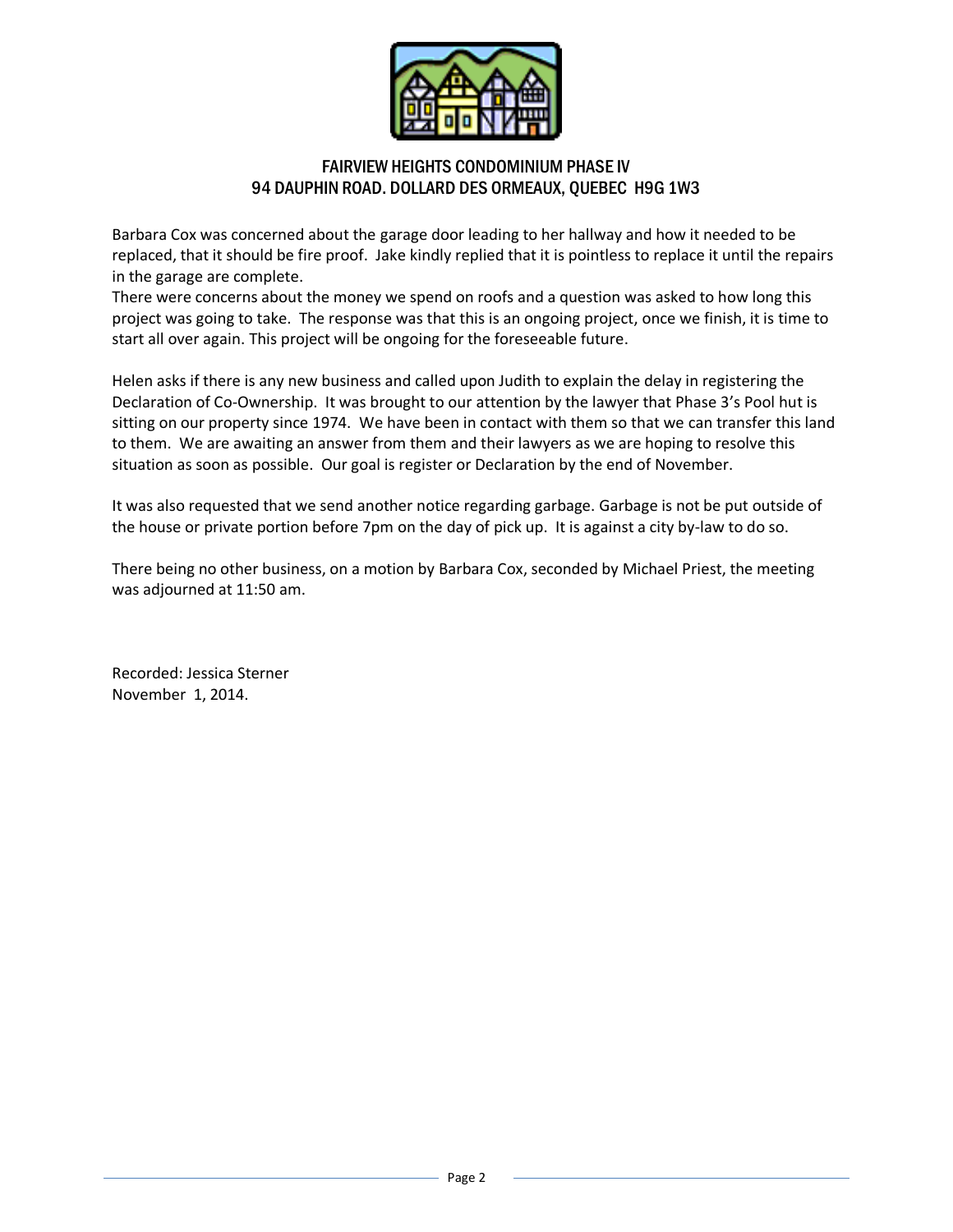## FAIRVIEW HEIGHTS CONDOMINIUM PHASE IV
## 94 DAUPHIN ROAD. DOLLARD DES ORMEAUX, QUEBEC H9G 1W3

Barbara Cox was concerned about the garage door leading to her hallway and how it needed to be replaced, that it should be fire proof. Jake kindly replied that it is pointless to replace it until the repairs in the garage are complete.
There were concerns about the money we spend on roofs and a question was asked to how long this project was going to take. The response was that this is an ongoing project, once we finish, it is time to start all over again. This project will be ongoing for the foreseeable future.

Helen asks if there is any new business and called upon Judith to explain the delay in registering the Declaration of Co-Ownership. It was brought to our attention by the lawyer that Phase 3's Pool hut is sitting on our property since 1974. We have been in contact with them so that we can transfer this land to them. We are awaiting an answer from them and their lawyers as we are hoping to resolve this situation as soon as possible. Our goal is register or Declaration by the end of November.

It was also requested that we send another notice regarding garbage. Garbage is not be put outside of the house or private portion before 7pm on the day of pick up. It is against a city by-law to do so.

There being no other business, on a motion by Barbara Cox, seconded by Michael Priest, the meeting was adjourned at 11:50 am.

Recorded: Jessica Sterner
November 1, 2014.